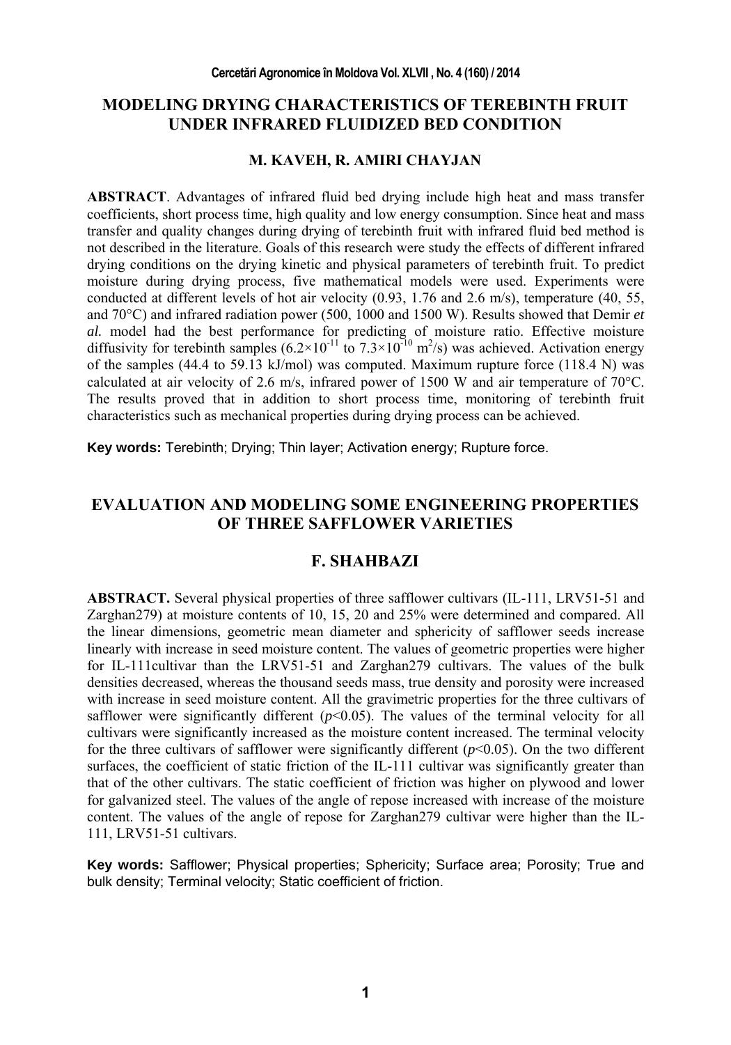# MODELING DRYING CHARACTERISTICS OF TEREBINTH FRUIT UNDER INFRARED FLUIDIZED BED CONDITION

## M. KAVEH, R. AMIRI CHAYJAN

**ABSTRACT**. Advantages of infrared fluid bed drying include high heat and mass transfer coefficients, short process time, high quality and low energy consumption. Since heat and mass transfer and quality changes during drying of terebinth fruit with infrared fluid bed method is not described in the literature. Goals of this research were study the effects of different infrared drying conditions on the drying kinetic and physical parameters of terebinth fruit. To predict moisture during drying process, five mathematical models were used. Experiments were conducted at different levels of hot air velocity (0.93, 1.76 and 2.6 m/s), temperature (40, 55, and 70°C) and infrared radiation power (500, 1000 and 1500 W). Results showed that Demir *et al.* model had the best performance for predicting of moisture ratio. Effective moisture diffusivity for terebinth samples ($6.2\times10^{-11}$ to $7.3\times10^{-10}$ $m^2/s$) was achieved. Activation energy of the samples (44.4 to 59.13 kJ/mol) was computed. Maximum rupture force (118.4 N) was calculated at air velocity of 2.6 m/s, infrared power of 1500 W and air temperature of 70°C. The results proved that in addition to short process time, monitoring of terebinth fruit characteristics such as mechanical properties during drying process can be achieved.

**Key words:** Terebinth; Drying; Thin layer; Activation energy; Rupture force.

# EVALUATION AND MODELING SOME ENGINEERING PROPERTIES OF THREE SAFFLOWER VARIETIES

## F. SHAHBAZI

**ABSTRACT.** Several physical properties of three safflower cultivars (IL-111, LRV51-51 and Zarghan279) at moisture contents of 10, 15, 20 and 25% were determined and compared. All the linear dimensions, geometric mean diameter and sphericity of safflower seeds increase linearly with increase in seed moisture content. The values of geometric properties were higher for IL-111cultivar than the LRV51-51 and Zarghan279 cultivars. The values of the bulk densities decreased, whereas the thousand seeds mass, true density and porosity were increased with increase in seed moisture content. All the gravimetric properties for the three cultivars of safflower were significantly different ($p<0.05$). The values of the terminal velocity for all cultivars were significantly increased as the moisture content increased. The terminal velocity for the three cultivars of safflower were significantly different ($p<0.05$). On the two different surfaces, the coefficient of static friction of the IL-111 cultivar was significantly greater than that of the other cultivars. The static coefficient of friction was higher on plywood and lower for galvanized steel. The values of the angle of repose increased with increase of the moisture content. The values of the angle of repose for Zarghan279 cultivar were higher than the IL-111, LRV51-51 cultivars.

**Key words:** Safflower; Physical properties; Sphericity; Surface area; Porosity; True and bulk density; Terminal velocity; Static coefficient of friction.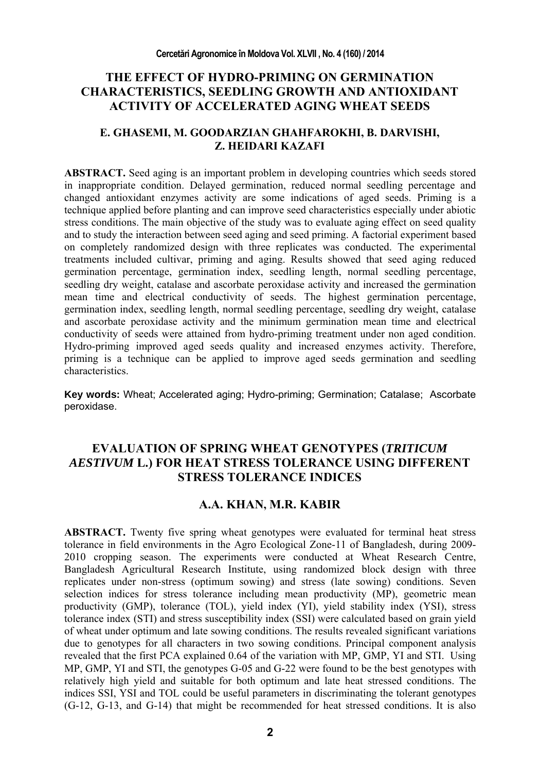## THE EFFECT OF HYDRO-PRIMING ON GERMINATION CHARACTERISTICS, SEEDLING GROWTH AND ANTIOXIDANT ACTIVITY OF ACCELERATED AGING WHEAT SEEDS

### E. GHASEMI, M. GOODARZIAN GHAHFAROKHI, B. DARVISHI, Z. HEIDARI KAZAFI

**ABSTRACT.** Seed aging is an important problem in developing countries which seeds stored in inappropriate condition. Delayed germination, reduced normal seedling percentage and changed antioxidant enzymes activity are some indications of aged seeds. Priming is a technique applied before planting and can improve seed characteristics especially under abiotic stress conditions. The main objective of the study was to evaluate aging effect on seed quality and to study the interaction between seed aging and seed priming. A factorial experiment based on completely randomized design with three replicates was conducted. The experimental treatments included cultivar, priming and aging. Results showed that seed aging reduced germination percentage, germination index, seedling length, normal seedling percentage, seedling dry weight, catalase and ascorbate peroxidase activity and increased the germination mean time and electrical conductivity of seeds. The highest germination percentage, germination index, seedling length, normal seedling percentage, seedling dry weight, catalase and ascorbate peroxidase activity and the minimum germination mean time and electrical conductivity of seeds were attained from hydro-priming treatment under non aged condition. Hydro-priming improved aged seeds quality and increased enzymes activity. Therefore, priming is a technique can be applied to improve aged seeds germination and seedling characteristics.

**Key words:** Wheat; Accelerated aging; Hydro-priming; Germination; Catalase; Ascorbate peroxidase.

## EVALUATION OF SPRING WHEAT GENOTYPES (*TRITICUM AESTIVUM* L.) FOR HEAT STRESS TOLERANCE USING DIFFERENT STRESS TOLERANCE INDICES

### A.A. KHAN, M.R. KABIR

**ABSTRACT.** Twenty five spring wheat genotypes were evaluated for terminal heat stress tolerance in field environments in the Agro Ecological Zone-11 of Bangladesh, during 2009-2010 cropping season. The experiments were conducted at Wheat Research Centre, Bangladesh Agricultural Research Institute, using randomized block design with three replicates under non-stress (optimum sowing) and stress (late sowing) conditions. Seven selection indices for stress tolerance including mean productivity (MP), geometric mean productivity (GMP), tolerance (TOL), yield index (YI), yield stability index (YSI), stress tolerance index (STI) and stress susceptibility index (SSI) were calculated based on grain yield of wheat under optimum and late sowing conditions. The results revealed significant variations due to genotypes for all characters in two sowing conditions. Principal component analysis revealed that the first PCA explained 0.64 of the variation with MP, GMP, YI and STI. Using MP, GMP, YI and STI, the genotypes G-05 and G-22 were found to be the best genotypes with relatively high yield and suitable for both optimum and late heat stressed conditions. The indices SSI, YSI and TOL could be useful parameters in discriminating the tolerant genotypes (G-12, G-13, and G-14) that might be recommended for heat stressed conditions. It is also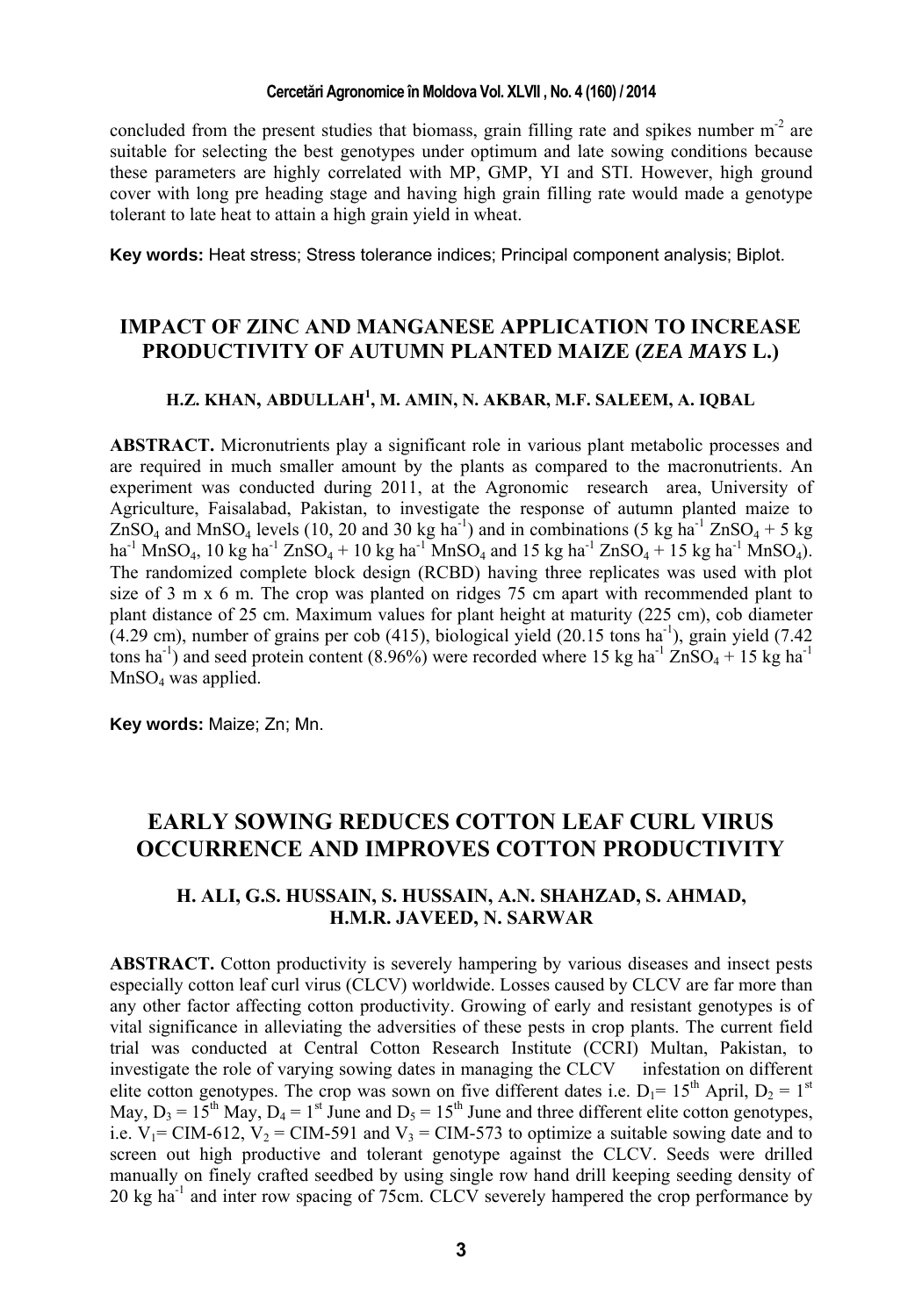concluded from the present studies that biomass, grain filling rate and spikes number $m^{-2}$ are suitable for selecting the best genotypes under optimum and late sowing conditions because these parameters are highly correlated with MP, GMP, YI and STI. However, high ground cover with long pre heading stage and having high grain filling rate would made a genotype tolerant to late heat to attain a high grain yield in wheat.

**Key words:** Heat stress; Stress tolerance indices; Principal component analysis; Biplot.

## IMPACT OF ZINC AND MANGANESE APPLICATION TO INCREASE PRODUCTIVITY OF AUTUMN PLANTED MAIZE (*ZEA MAYS* L.)

### H.Z. KHAN, ABDULLAH[1], M. AMIN, N. AKBAR, M.F. SALEEM, A. IQBAL

**ABSTRACT.** Micronutrients play a significant role in various plant metabolic processes and are required in much smaller amount by the plants as compared to the macronutrients. An experiment was conducted during 2011, at the Agronomic research area, University of Agriculture, Faisalabad, Pakistan, to investigate the response of autumn planted maize to $ZnSO_4$ and $MnSO_4$ levels (10, 20 and 30 kg $ha^{-1}$) and in combinations (5 kg $ha^{-1}$ $ZnSO_4$ + 5 kg $ha^{-1}$ $MnSO_4$, 10 kg $ha^{-1}$ $ZnSO_4$ + 10 kg $ha^{-1}$ $MnSO_4$ and 15 kg $ha^{-1}$ $ZnSO_4$ + 15 kg $ha^{-1}$ $MnSO_4$). The randomized complete block design (RCBD) having three replicates was used with plot size of 3 m x 6 m. The crop was planted on ridges 75 cm apart with recommended plant to plant distance of 25 cm. Maximum values for plant height at maturity (225 cm), cob diameter (4.29 cm), number of grains per cob (415), biological yield (20.15 tons $ha^{-1}$), grain yield (7.42 tons $ha^{-1}$) and seed protein content (8.96%) were recorded where 15 kg $ha^{-1}$ $ZnSO_4$ + 15 kg $ha^{-1}$ $MnSO_4$ was applied.

**Key words:** Maize; Zn; Mn.

## EARLY SOWING REDUCES COTTON LEAF CURL VIRUS OCCURRENCE AND IMPROVES COTTON PRODUCTIVITY

### H. ALI, G.S. HUSSAIN, S. HUSSAIN, A.N. SHAHZAD, S. AHMAD, H.M.R. JAVEED, N. SARWAR

**ABSTRACT.** Cotton productivity is severely hampering by various diseases and insect pests especially cotton leaf curl virus (CLCV) worldwide. Losses caused by CLCV are far more than any other factor affecting cotton productivity. Growing of early and resistant genotypes is of vital significance in alleviating the adversities of these pests in crop plants. The current field trial was conducted at Central Cotton Research Institute (CCRI) Multan, Pakistan, to investigate the role of varying sowing dates in managing the CLCV infestation on different elite cotton genotypes. The crop was sown on five different dates i.e. $D_1$= 15[th] April, $D_2$ = 1[st] May, $D_3$ = 15[th] May, $D_4$ = 1[st] June and $D_5$ = 15[th] June and three different elite cotton genotypes, i.e. $V_1$= CIM-612, $V_2$ = CIM-591 and $V_3$ = CIM-573 to optimize a suitable sowing date and to screen out high productive and tolerant genotype against the CLCV. Seeds were drilled manually on finely crafted seedbed by using single row hand drill keeping seeding density of 20 kg $ha^{-1}$ and inter row spacing of 75cm. CLCV severely hampered the crop performance by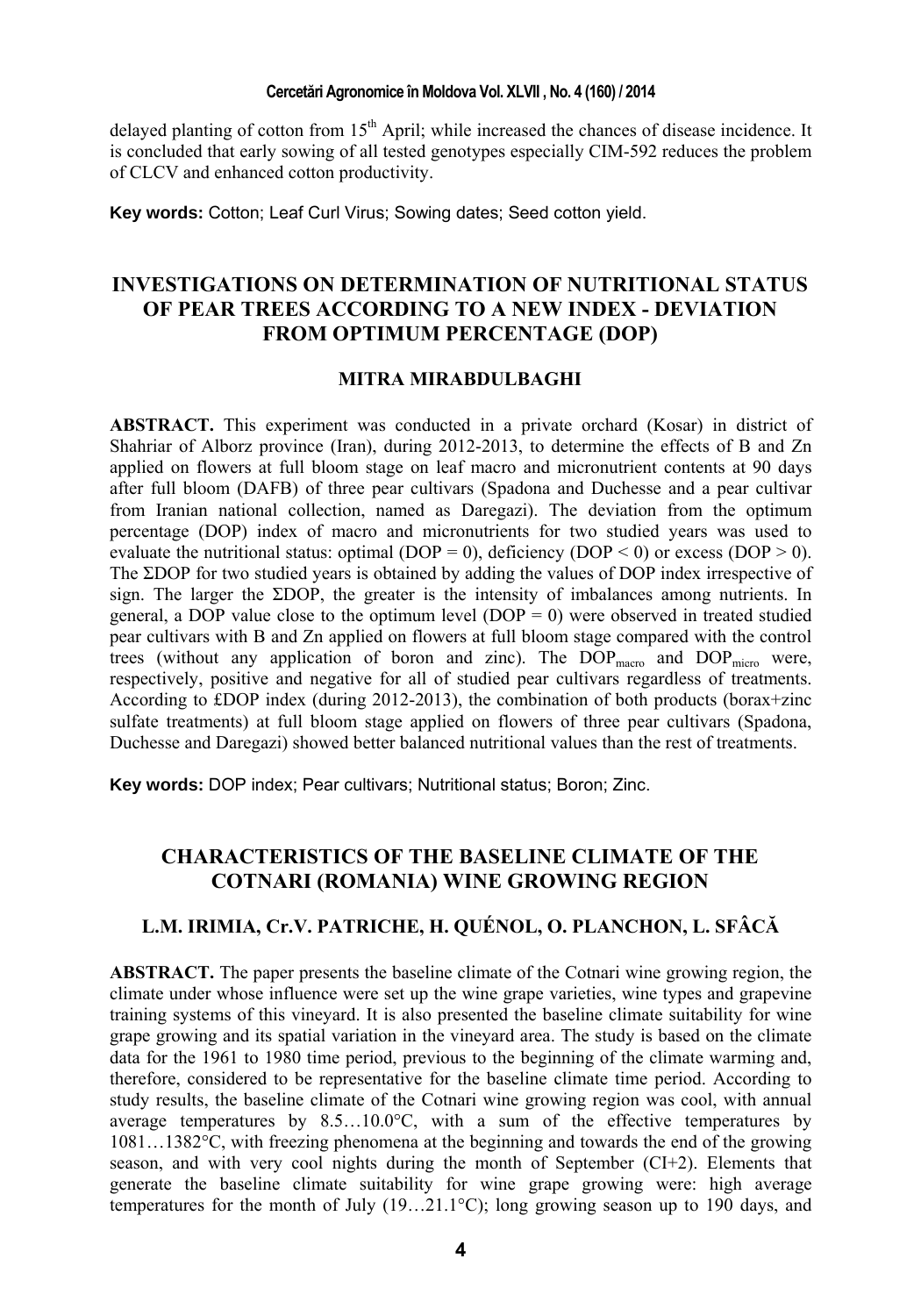delayed planting of cotton from 15th April; while increased the chances of disease incidence. It is concluded that early sowing of all tested genotypes especially CIM-592 reduces the problem of CLCV and enhanced cotton productivity.

**Key words:** Cotton; Leaf Curl Virus; Sowing dates; Seed cotton yield.

## INVESTIGATIONS ON DETERMINATION OF NUTRITIONAL STATUS OF PEAR TREES ACCORDING TO A NEW INDEX - DEVIATION FROM OPTIMUM PERCENTAGE (DOP)

### MITRA MIRABDULBAGHI

**ABSTRACT.** This experiment was conducted in a private orchard (Kosar) in district of Shahriar of Alborz province (Iran), during 2012-2013, to determine the effects of B and Zn applied on flowers at full bloom stage on leaf macro and micronutrient contents at 90 days after full bloom (DAFB) of three pear cultivars (Spadona and Duchesse and a pear cultivar from Iranian national collection, named as Daregazi). The deviation from the optimum percentage (DOP) index of macro and micronutrients for two studied years was used to evaluate the nutritional status: optimal (DOP = 0), deficiency (DOP < 0) or excess (DOP > 0). The ΣDOP for two studied years is obtained by adding the values of DOP index irrespective of sign. The larger the ΣDOP, the greater is the intensity of imbalances among nutrients. In general, a DOP value close to the optimum level (DOP = 0) were observed in treated studied pear cultivars with B and Zn applied on flowers at full bloom stage compared with the control trees (without any application of boron and zinc). The $DOP_{macro}$ and $DOP_{micro}$ were, respectively, positive and negative for all of studied pear cultivars regardless of treatments. According to £DOP index (during 2012-2013), the combination of both products (borax+zinc sulfate treatments) at full bloom stage applied on flowers of three pear cultivars (Spadona, Duchesse and Daregazi) showed better balanced nutritional values than the rest of treatments.

**Key words:** DOP index; Pear cultivars; Nutritional status; Boron; Zinc.

## CHARACTERISTICS OF THE BASELINE CLIMATE OF THE COTNARI (ROMANIA) WINE GROWING REGION

### L.M. IRIMIA, Cr.V. PATRICHE, H. QUÉNOL, O. PLANCHON, L. SFÂCĂ

**ABSTRACT.** The paper presents the baseline climate of the Cotnari wine growing region, the climate under whose influence were set up the wine grape varieties, wine types and grapevine training systems of this vineyard. It is also presented the baseline climate suitability for wine grape growing and its spatial variation in the vineyard area. The study is based on the climate data for the 1961 to 1980 time period, previous to the beginning of the climate warming and, therefore, considered to be representative for the baseline climate time period. According to study results, the baseline climate of the Cotnari wine growing region was cool, with annual average temperatures by 8.5…10.0°C, with a sum of the effective temperatures by 1081…1382°C, with freezing phenomena at the beginning and towards the end of the growing season, and with very cool nights during the month of September (CI+2). Elements that generate the baseline climate suitability for wine grape growing were: high average temperatures for the month of July (19…21.1°C); long growing season up to 190 days, and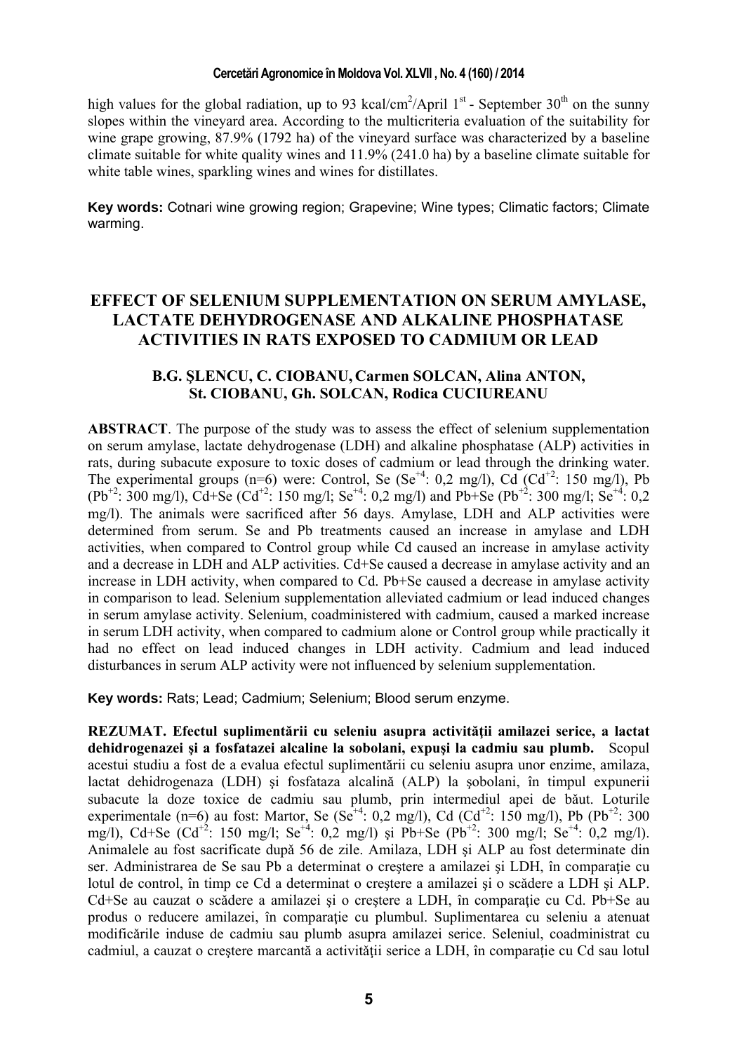high values for the global radiation, up to 93 kcal/cm$^2$/April 1$^{st}$ - September 30$^{th}$ on the sunny slopes within the vineyard area. According to the multicriteria evaluation of the suitability for wine grape growing, 87.9% (1792 ha) of the vineyard surface was characterized by a baseline climate suitable for white quality wines and 11.9% (241.0 ha) by a baseline climate suitable for white table wines, sparkling wines and wines for distillates.

**Key words:** Cotnari wine growing region; Grapevine; Wine types; Climatic factors; Climate warming.

## EFFECT OF SELENIUM SUPPLEMENTATION ON SERUM AMYLASE, LACTATE DEHYDROGENASE AND ALKALINE PHOSPHATASE ACTIVITIES IN RATS EXPOSED TO CADMIUM OR LEAD

**B.G. ŞLENCU, C. CIOBANU, Carmen SOLCAN, Alina ANTON, St. CIOBANU, Gh. SOLCAN, Rodica CUCIUREANU**

**ABSTRACT**. The purpose of the study was to assess the effect of selenium supplementation on serum amylase, lactate dehydrogenase (LDH) and alkaline phosphatase (ALP) activities in rats, during subacute exposure to toxic doses of cadmium or lead through the drinking water. The experimental groups (n=6) were: Control, Se ($Se^{+4}$: 0,2 mg/l), Cd ($Cd^{+2}$: 150 mg/l), Pb ($Pb^{+2}$: 300 mg/l), Cd+Se ($Cd^{+2}$: 150 mg/l; $Se^{+4}$: 0,2 mg/l) and Pb+Se ($Pb^{+2}$: 300 mg/l; $Se^{+4}$: 0,2 mg/l). The animals were sacrificed after 56 days. Amylase, LDH and ALP activities were determined from serum. Se and Pb treatments caused an increase in amylase and LDH activities, when compared to Control group while Cd caused an increase in amylase activity and a decrease in LDH and ALP activities. Cd+Se caused a decrease in amylase activity and an increase in LDH activity, when compared to Cd. Pb+Se caused a decrease in amylase activity in comparison to lead. Selenium supplementation alleviated cadmium or lead induced changes in serum amylase activity. Selenium, coadministered with cadmium, caused a marked increase in serum LDH activity, when compared to cadmium alone or Control group while practically it had no effect on lead induced changes in LDH activity. Cadmium and lead induced disturbances in serum ALP activity were not influenced by selenium supplementation.

**Key words:** Rats; Lead; Cadmium; Selenium; Blood serum enzyme.

**REZUMAT. Efectul suplimentării cu seleniu asupra activităţii amilazei serice, a lactat dehidrogenazei şi a fosfatazei alcaline la sobolani, expuşi la cadmiu sau plumb.** Scopul acestui studiu a fost de a evalua efectul suplimentării cu seleniu asupra unor enzime, amilaza, lactat dehidrogenaza (LDH) şi fosfataza alcalină (ALP) la şobolani, în timpul expunerii subacute la doze toxice de cadmiu sau plumb, prin intermediul apei de băut. Loturile experimentale (n=6) au fost: Martor, Se ($Se^{+4}$: 0,2 mg/l), Cd ($Cd^{+2}$: 150 mg/l), Pb ($Pb^{+2}$: 300 mg/l), Cd+Se ($Cd^{+2}$: 150 mg/l; $Se^{+4}$: 0,2 mg/l) şi Pb+Se ($Pb^{+2}$: 300 mg/l; $Se^{+4}$: 0,2 mg/l). Animalele au fost sacrificate după 56 de zile. Amilaza, LDH şi ALP au fost determinate din ser. Administrarea de Se sau Pb a determinat o creştere a amilazei şi LDH, în comparaţie cu lotul de control, în timp ce Cd a determinat o creştere a amilazei şi o scădere a LDH şi ALP. Cd+Se au cauzat o scădere a amilazei şi o creştere a LDH, în comparaţie cu Cd. Pb+Se au produs o reducere amilazei, în comparaţie cu plumbul. Suplimentarea cu seleniu a atenuat modificările induse de cadmiu sau plumb asupra amilazei serice. Seleniul, coadministrat cu cadmiul, a cauzat o creştere marcantă a activităţii serice a LDH, în comparaţie cu Cd sau lotul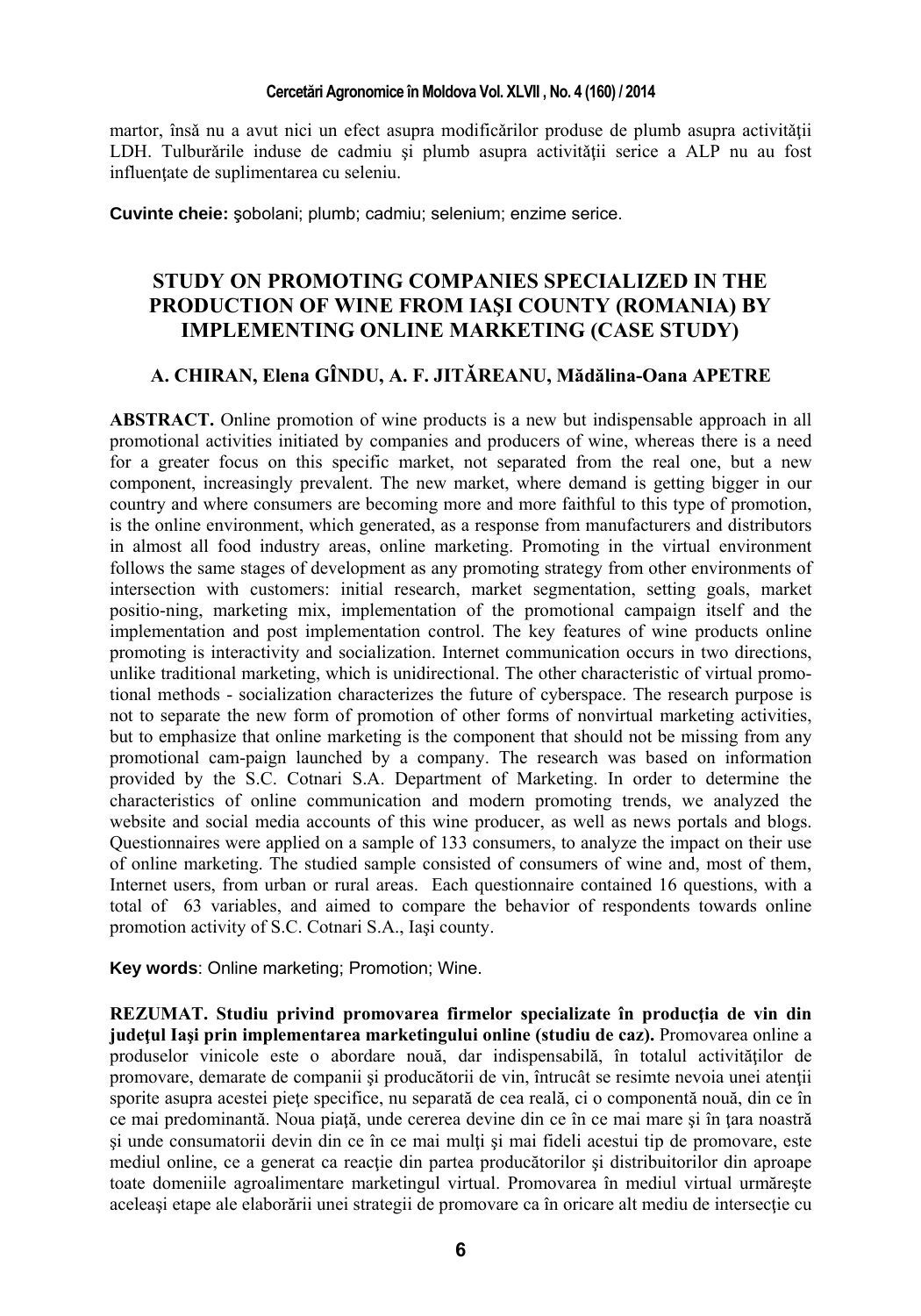martor, însă nu a avut nici un efect asupra modificărilor produse de plumb asupra activităţii LDH. Tulburările induse de cadmiu şi plumb asupra activităţii serice a ALP nu au fost influenţate de suplimentarea cu seleniu.

**Cuvinte cheie:** şobolani; plumb; cadmiu; selenium; enzime serice.

# STUDY ON PROMOTING COMPANIES SPECIALIZED IN THE PRODUCTION OF WINE FROM IAŞI COUNTY (ROMANIA) BY IMPLEMENTING ONLINE MARKETING (CASE STUDY)

**A. CHIRAN, Elena GÎNDU, A. F. JITĂREANU, Mădălina-Oana APETRE**

**ABSTRACT.** Online promotion of wine products is a new but indispensable approach in all promotional activities initiated by companies and producers of wine, whereas there is a need for a greater focus on this specific market, not separated from the real one, but a new component, increasingly prevalent. The new market, where demand is getting bigger in our country and where consumers are becoming more and more faithful to this type of promotion, is the online environment, which generated, as a response from manufacturers and distributors in almost all food industry areas, online marketing. Promoting in the virtual environment follows the same stages of development as any promoting strategy from other environments of intersection with customers: initial research, market segmentation, setting goals, market positio-ning, marketing mix, implementation of the promotional campaign itself and the implementation and post implementation control. The key features of wine products online promoting is interactivity and socialization. Internet communication occurs in two directions, unlike traditional marketing, which is unidirectional. The other characteristic of virtual promo-tional methods - socialization characterizes the future of cyberspace. The research purpose is not to separate the new form of promotion of other forms of nonvirtual marketing activities, but to emphasize that online marketing is the component that should not be missing from any promotional cam-paign launched by a company. The research was based on information provided by the S.C. Cotnari S.A. Department of Marketing. In order to determine the characteristics of online communication and modern promoting trends, we analyzed the website and social media accounts of this wine producer, as well as news portals and blogs. Questionnaires were applied on a sample of 133 consumers, to analyze the impact on their use of online marketing. The studied sample consisted of consumers of wine and, most of them, Internet users, from urban or rural areas. Each questionnaire contained 16 questions, with a total of 63 variables, and aimed to compare the behavior of respondents towards online promotion activity of S.C. Cotnari S.A., Iaşi county.

**Key words**: Online marketing; Promotion; Wine.

**REZUMAT. Studiu privind promovarea firmelor specializate în producţia de vin din judeţul Iaşi prin implementarea marketingului online (studiu de caz).** Promovarea online a produselor vinicole este o abordare nouă, dar indispensabilă, în totalul activităţilor de promovare, demarate de companii şi producătorii de vin, întrucât se resimte nevoia unei atenţii sporite asupra acestei pieţe specifice, nu separată de cea reală, ci o componentă nouă, din ce în ce mai predominantă. Noua piaţă, unde cererea devine din ce în ce mai mare şi în ţara noastră şi unde consumatorii devin din ce în ce mai mulţi şi mai fideli acestui tip de promovare, este mediul online, ce a generat ca reacţie din partea producătorilor şi distribuitorilor din aproape toate domeniile agroalimentare marketingul virtual. Promovarea în mediul virtual urmăreşte aceleaşi etape ale elaborării unei strategii de promovare ca în oricare alt mediu de intersecţie cu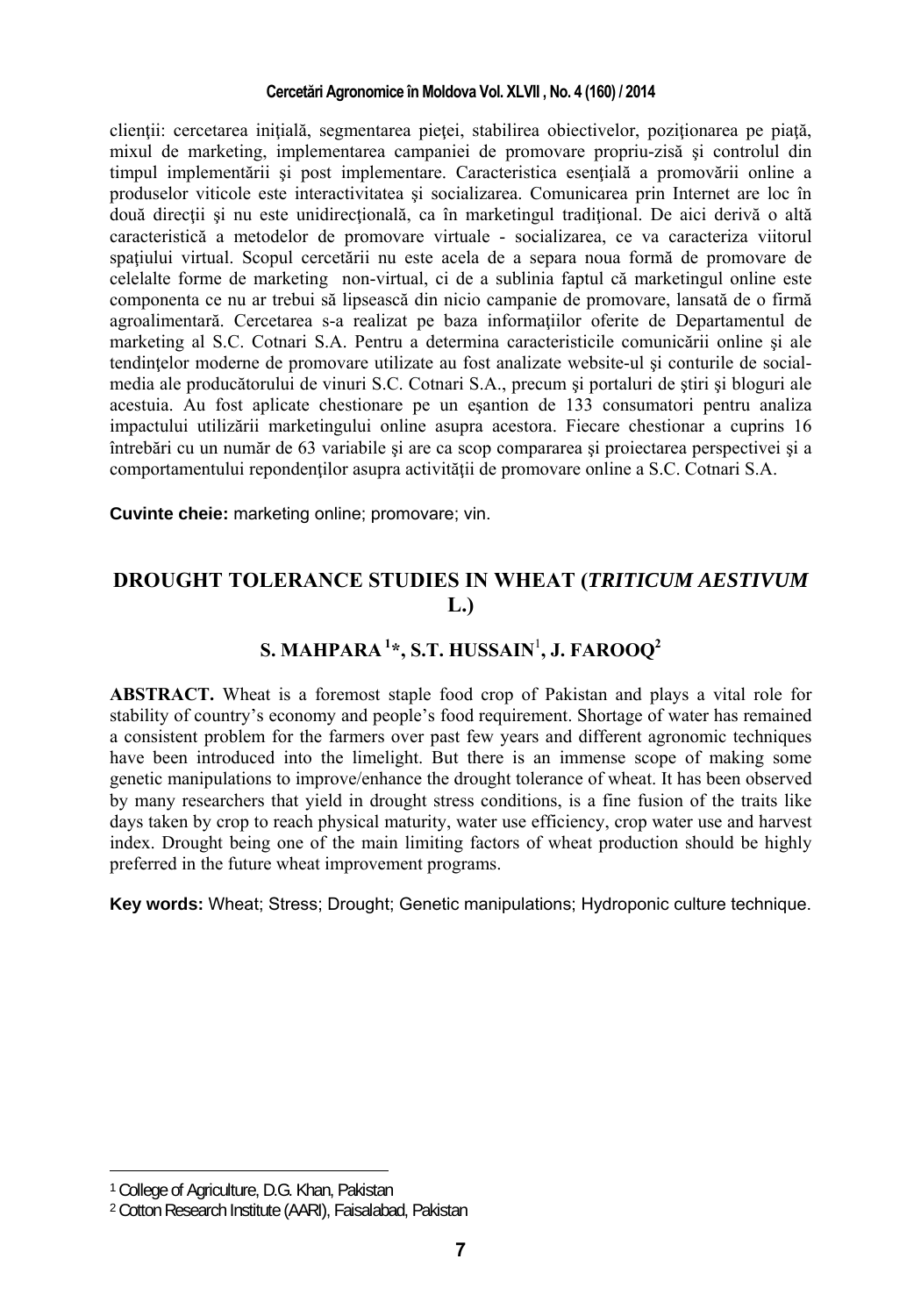clienţii: cercetarea iniţială, segmentarea pieţei, stabilirea obiectivelor, poziţionarea pe piaţă, mixul de marketing, implementarea campaniei de promovare propriu-zisă şi controlul din timpul implementării şi post implementare. Caracteristica esenţială a promovării online a produselor viticole este interactivitatea şi socializarea. Comunicarea prin Internet are loc în două direcţii şi nu este unidirecţională, ca în marketingul tradiţional. De aici derivă o altă caracteristică a metodelor de promovare virtuale - socializarea, ce va caracteriza viitorul spaţiului virtual. Scopul cercetării nu este acela de a separa noua formă de promovare de celelalte forme de marketing non-virtual, ci de a sublinia faptul că marketingul online este componenta ce nu ar trebui să lipsească din nicio campanie de promovare, lansată de o firmă agroalimentară. Cercetarea s-a realizat pe baza informaţiilor oferite de Departamentul de marketing al S.C. Cotnari S.A. Pentru a determina caracteristicile comunicării online şi ale tendinţelor moderne de promovare utilizate au fost analizate website-ul şi conturile de social-media ale producătorului de vinuri S.C. Cotnari S.A., precum şi portaluri de ştiri şi bloguri ale acestuia. Au fost aplicate chestionare pe un eşantion de 133 consumatori pentru analiza impactului utilizării marketingului online asupra acestora. Fiecare chestionar a cuprins 16 întrebări cu un număr de 63 variabile şi are ca scop compararea şi proiectarea perspectivei şi a comportamentului repondenţilor asupra activităţii de promovare online a S.C. Cotnari S.A.

**Cuvinte cheie:** marketing online; promovare; vin.

## DROUGHT TOLERANCE STUDIES IN WHEAT (*TRITICUM AESTIVUM* L.)

### S. MAHPARA [1]*, S.T. HUSSAIN[1], J. FAROOQ[2]

**ABSTRACT.** Wheat is a foremost staple food crop of Pakistan and plays a vital role for stability of country's economy and people's food requirement. Shortage of water has remained a consistent problem for the farmers over past few years and different agronomic techniques have been introduced into the limelight. But there is an immense scope of making some genetic manipulations to improve/enhance the drought tolerance of wheat. It has been observed by many researchers that yield in drought stress conditions, is a fine fusion of the traits like days taken by crop to reach physical maturity, water use efficiency, crop water use and harvest index. Drought being one of the main limiting factors of wheat production should be highly preferred in the future wheat improvement programs.

**Key words:** Wheat; Stress; Drought; Genetic manipulations; Hydroponic culture technique.

---

[1] College of Agriculture, D.G. Khan, Pakistan

[2] Cotton Research Institute (AARI), Faisalabad, Pakistan